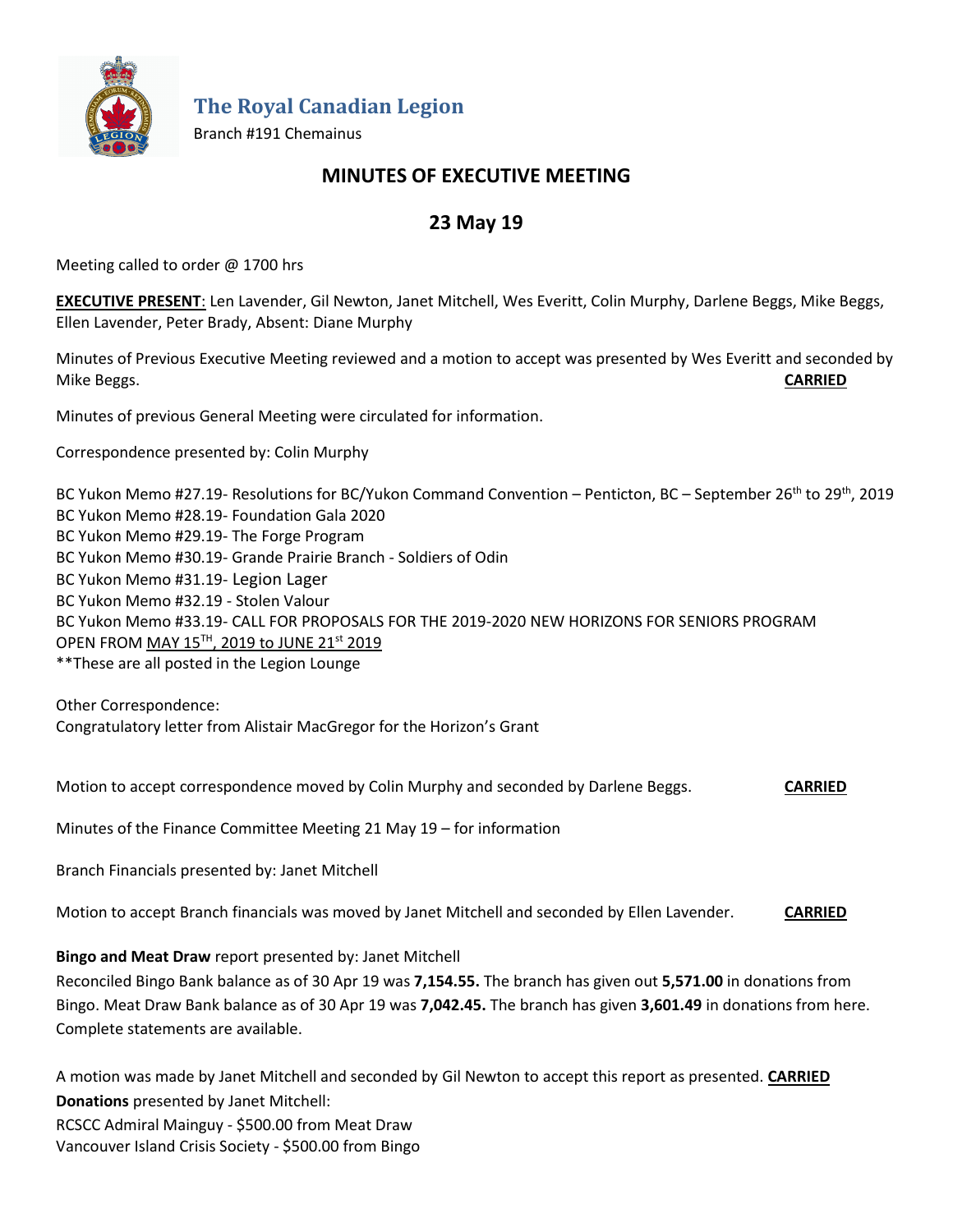# The Royal Canadian Legion

Branch #191 Chemainus

## MINUTES OF EXECUTIVE MEETING

## 23 May 19

Meeting called to order @ 1700 hrs

**EXECUTIVE PRESENT**: Len Lavender, Gil Newton, Janet Mitchell, Wes Everitt, Colin Murphy, Darlene Beggs, Mike Beggs, Ellen Lavender, Peter Brady, Absent: Diane Murphy

Minutes of Previous Executive Meeting reviewed and a motion to accept was presented by Wes Everitt and seconded by Mike Beggs. **CARRIED**

Minutes of previous General Meeting were circulated for information.

Correspondence presented by: Colin Murphy

BC Yukon Memo #27.19- Resolutions for BC/Yukon Command Convention – Penticton, BC – September 26th to 29th, 2019
BC Yukon Memo #28.19- Foundation Gala 2020
BC Yukon Memo #29.19- The Forge Program
BC Yukon Memo #30.19- Grande Prairie Branch - Soldiers of Odin
BC Yukon Memo #31.19- Legion Lager
BC Yukon Memo #32.19 - Stolen Valour
BC Yukon Memo #33.19- CALL FOR PROPOSALS FOR THE 2019-2020 NEW HORIZONS FOR SENIORS PROGRAM OPEN FROM MAY 15TH, 2019 to JUNE 21st 2019
**These are all posted in the Legion Lounge

Other Correspondence:
Congratulatory letter from Alistair MacGregor for the Horizon's Grant

Motion to accept correspondence moved by Colin Murphy and seconded by Darlene Beggs. **CARRIED**

Minutes of the Finance Committee Meeting 21 May 19 – for information

Branch Financials presented by: Janet Mitchell

Motion to accept Branch financials was moved by Janet Mitchell and seconded by Ellen Lavender. **CARRIED**

**Bingo and Meat Draw** report presented by: Janet Mitchell
Reconciled Bingo Bank balance as of 30 Apr 19 was **7,154.55.** The branch has given out **5,571.00** in donations from Bingo. Meat Draw Bank balance as of 30 Apr 19 was **7,042.45.** The branch has given **3,601.49** in donations from here. Complete statements are available.

A motion was made by Janet Mitchell and seconded by Gil Newton to accept this report as presented. **CARRIED**

**Donations** presented by Janet Mitchell:
RCSCC Admiral Mainguy - $500.00 from Meat Draw
Vancouver Island Crisis Society - $500.00 from Bingo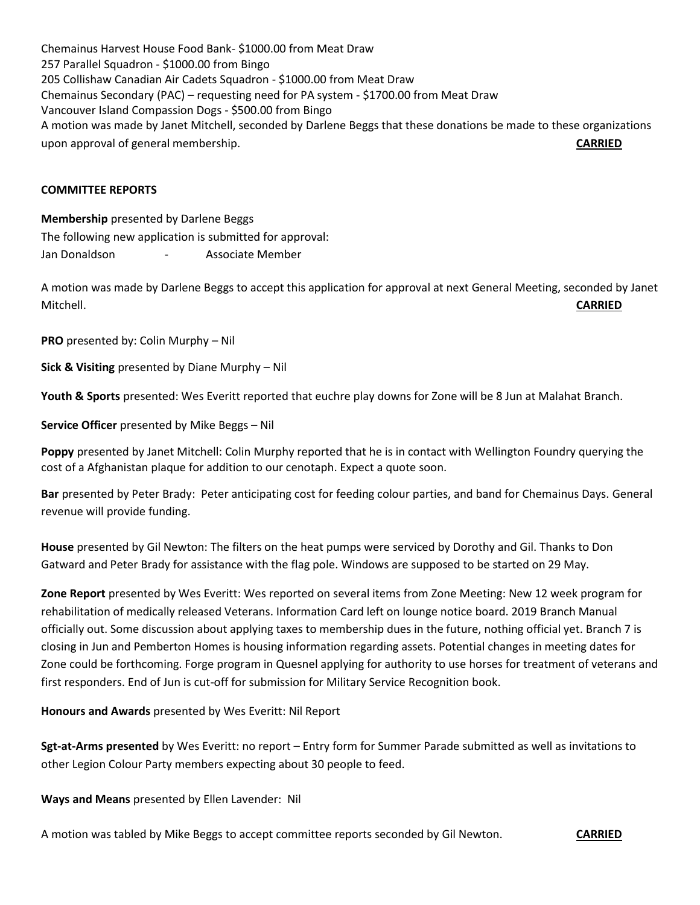Chemainus Harvest House Food Bank- $1000.00 from Meat Draw
257 Parallel Squadron - $1000.00 from Bingo
205 Collishaw Canadian Air Cadets Squadron - $1000.00 from Meat Draw
Chemainus Secondary (PAC) – requesting need for PA system - $1700.00 from Meat Draw
Vancouver Island Compassion Dogs - $500.00 from Bingo
A motion was made by Janet Mitchell, seconded by Darlene Beggs that these donations be made to these organizations upon approval of general membership. **CARRIED**

**COMMITTEE REPORTS**

**Membership** presented by Darlene Beggs
The following new application is submitted for approval:
Jan Donaldson - Associate Member

A motion was made by Darlene Beggs to accept this application for approval at next General Meeting, seconded by Janet Mitchell. **CARRIED**

**PRO** presented by: Colin Murphy – Nil

**Sick & Visiting** presented by Diane Murphy – Nil

**Youth & Sports** presented: Wes Everitt reported that euchre play downs for Zone will be 8 Jun at Malahat Branch.

**Service Officer** presented by Mike Beggs – Nil

**Poppy** presented by Janet Mitchell: Colin Murphy reported that he is in contact with Wellington Foundry querying the cost of a Afghanistan plaque for addition to our cenotaph. Expect a quote soon.

**Bar** presented by Peter Brady: Peter anticipating cost for feeding colour parties, and band for Chemainus Days. General revenue will provide funding.

**House** presented by Gil Newton: The filters on the heat pumps were serviced by Dorothy and Gil. Thanks to Don Gatward and Peter Brady for assistance with the flag pole. Windows are supposed to be started on 29 May.

**Zone Report** presented by Wes Everitt: Wes reported on several items from Zone Meeting: New 12 week program for rehabilitation of medically released Veterans. Information Card left on lounge notice board. 2019 Branch Manual officially out. Some discussion about applying taxes to membership dues in the future, nothing official yet. Branch 7 is closing in Jun and Pemberton Homes is housing information regarding assets. Potential changes in meeting dates for Zone could be forthcoming. Forge program in Quesnel applying for authority to use horses for treatment of veterans and first responders. End of Jun is cut-off for submission for Military Service Recognition book.

**Honours and Awards** presented by Wes Everitt: Nil Report

**Sgt-at-Arms presented** by Wes Everitt: no report – Entry form for Summer Parade submitted as well as invitations to other Legion Colour Party members expecting about 30 people to feed.

**Ways and Means** presented by Ellen Lavender: Nil

A motion was tabled by Mike Beggs to accept committee reports seconded by Gil Newton. **CARRIED**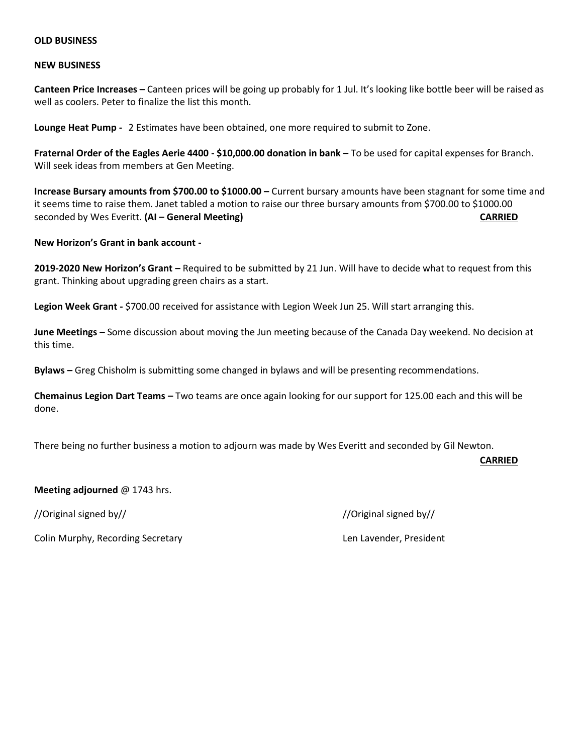**OLD BUSINESS**

**NEW BUSINESS**

**Canteen Price Increases –** Canteen prices will be going up probably for 1 Jul. It's looking like bottle beer will be raised as well as coolers. Peter to finalize the list this month.

**Lounge Heat Pump -** 2 Estimates have been obtained, one more required to submit to Zone.

**Fraternal Order of the Eagles Aerie 4400 - $10,000.00 donation in bank –** To be used for capital expenses for Branch. Will seek ideas from members at Gen Meeting.

**Increase Bursary amounts from $700.00 to $1000.00 –** Current bursary amounts have been stagnant for some time and it seems time to raise them. Janet tabled a motion to raise our three bursary amounts from $700.00 to $1000.00 seconded by Wes Everitt. **(AI – General Meeting)** **CARRIED**

**New Horizon's Grant in bank account -**

**2019-2020 New Horizon's Grant –** Required to be submitted by 21 Jun. Will have to decide what to request from this grant. Thinking about upgrading green chairs as a start.

**Legion Week Grant -** $700.00 received for assistance with Legion Week Jun 25. Will start arranging this.

**June Meetings –** Some discussion about moving the Jun meeting because of the Canada Day weekend. No decision at this time.

**Bylaws –** Greg Chisholm is submitting some changed in bylaws and will be presenting recommendations.

**Chemainus Legion Dart Teams –** Two teams are once again looking for our support for 125.00 each and this will be done.

There being no further business a motion to adjourn was made by Wes Everitt and seconded by Gil Newton.

**CARRIED**

**Meeting adjourned** @ 1743 hrs.

//Original signed by//

Colin Murphy, Recording Secretary

//Original signed by//

Len Lavender, President